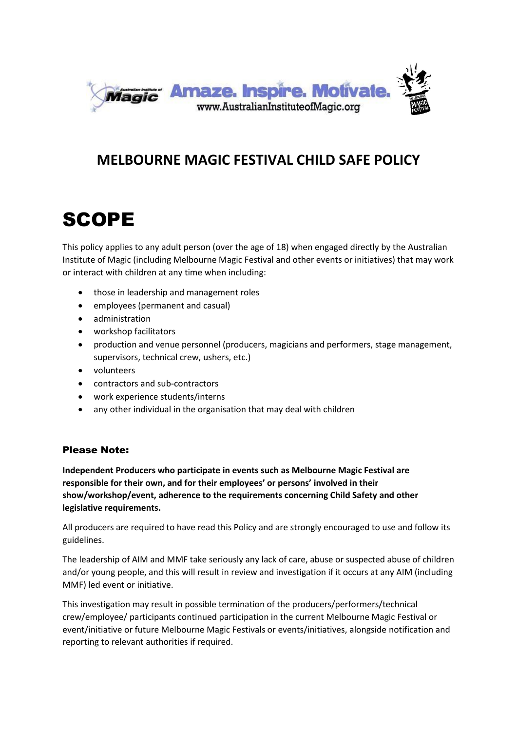# MELBOURNE MAGIC FESTIVAL CHILD SAFE POLICY

# SCOPE

This policy applies to any adult person (over the age of 18) when engaged directly by the Australian Institute of Magic (including Melbourne Magic Festival and other events or initiatives) that may work or interact with children at any time when including:

- those in leadership and management roles
- employees (permanent and casual)
- administration
- workshop facilitators
- production and venue personnel (producers, magicians and performers, stage management, supervisors, technical crew, ushers, etc.)
- volunteers
- contractors and sub-contractors
- work experience students/interns
- any other individual in the organisation that may deal with children

### Please Note:

**Independent Producers who participate in events such as Melbourne Magic Festival are responsible for their own, and for their employees' or persons' involved in their show/workshop/event, adherence to the requirements concerning Child Safety and other legislative requirements.**

All producers are required to have read this Policy and are strongly encouraged to use and follow its guidelines.

The leadership of AIM and MMF take seriously any lack of care, abuse or suspected abuse of children and/or young people, and this will result in review and investigation if it occurs at any AIM (including MMF) led event or initiative.

This investigation may result in possible termination of the producers/performers/technical crew/employee/ participants continued participation in the current Melbourne Magic Festival or event/initiative or future Melbourne Magic Festivals or events/initiatives, alongside notification and reporting to relevant authorities if required.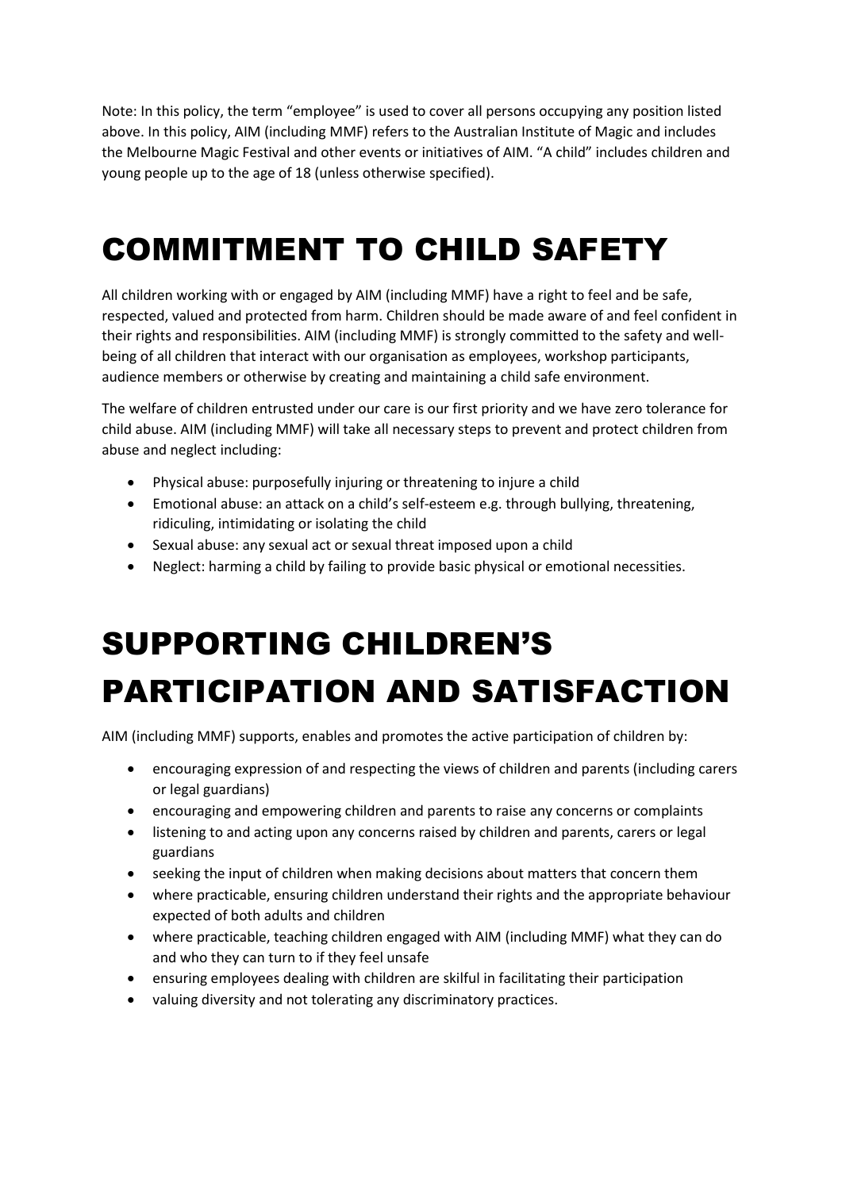Note: In this policy, the term "employee" is used to cover all persons occupying any position listed above. In this policy, AIM (including MMF) refers to the Australian Institute of Magic and includes the Melbourne Magic Festival and other events or initiatives of AIM. "A child" includes children and young people up to the age of 18 (unless otherwise specified).

# COMMITMENT TO CHILD SAFETY

All children working with or engaged by AIM (including MMF) have a right to feel and be safe, respected, valued and protected from harm. Children should be made aware of and feel confident in their rights and responsibilities. AIM (including MMF) is strongly committed to the safety and well-being of all children that interact with our organisation as employees, workshop participants, audience members or otherwise by creating and maintaining a child safe environment.

The welfare of children entrusted under our care is our first priority and we have zero tolerance for child abuse. AIM (including MMF) will take all necessary steps to prevent and protect children from abuse and neglect including:

- Physical abuse: purposefully injuring or threatening to injure a child
- Emotional abuse: an attack on a child's self-esteem e.g. through bullying, threatening, ridiculing, intimidating or isolating the child
- Sexual abuse: any sexual act or sexual threat imposed upon a child
- Neglect: harming a child by failing to provide basic physical or emotional necessities.

# SUPPORTING CHILDREN'S PARTICIPATION AND SATISFACTION

AIM (including MMF) supports, enables and promotes the active participation of children by:

- encouraging expression of and respecting the views of children and parents (including carers or legal guardians)
- encouraging and empowering children and parents to raise any concerns or complaints
- listening to and acting upon any concerns raised by children and parents, carers or legal guardians
- seeking the input of children when making decisions about matters that concern them
- where practicable, ensuring children understand their rights and the appropriate behaviour expected of both adults and children
- where practicable, teaching children engaged with AIM (including MMF) what they can do and who they can turn to if they feel unsafe
- ensuring employees dealing with children are skilful in facilitating their participation
- valuing diversity and not tolerating any discriminatory practices.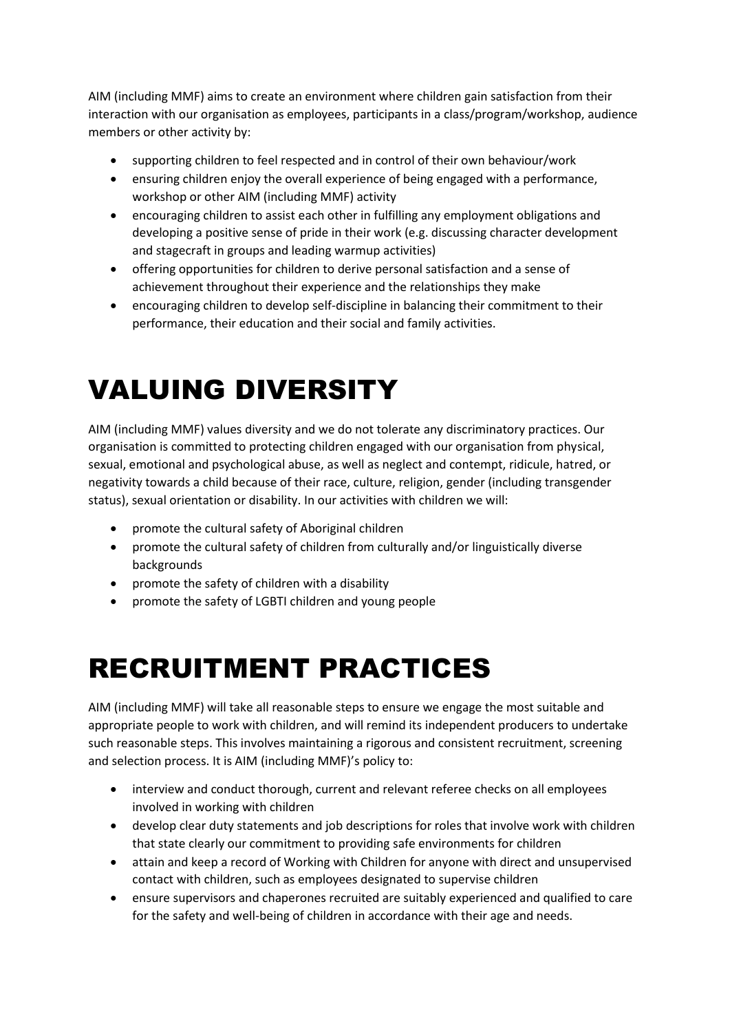AIM (including MMF) aims to create an environment where children gain satisfaction from their interaction with our organisation as employees, participants in a class/program/workshop, audience members or other activity by:

- supporting children to feel respected and in control of their own behaviour/work
- ensuring children enjoy the overall experience of being engaged with a performance, workshop or other AIM (including MMF) activity
- encouraging children to assist each other in fulfilling any employment obligations and developing a positive sense of pride in their work (e.g. discussing character development and stagecraft in groups and leading warmup activities)
- offering opportunities for children to derive personal satisfaction and a sense of achievement throughout their experience and the relationships they make
- encouraging children to develop self-discipline in balancing their commitment to their performance, their education and their social and family activities.

# VALUING DIVERSITY

AIM (including MMF) values diversity and we do not tolerate any discriminatory practices. Our organisation is committed to protecting children engaged with our organisation from physical, sexual, emotional and psychological abuse, as well as neglect and contempt, ridicule, hatred, or negativity towards a child because of their race, culture, religion, gender (including transgender status), sexual orientation or disability. In our activities with children we will:

- promote the cultural safety of Aboriginal children
- promote the cultural safety of children from culturally and/or linguistically diverse backgrounds
- promote the safety of children with a disability
- promote the safety of LGBTI children and young people

# RECRUITMENT PRACTICES

AIM (including MMF) will take all reasonable steps to ensure we engage the most suitable and appropriate people to work with children, and will remind its independent producers to undertake such reasonable steps. This involves maintaining a rigorous and consistent recruitment, screening and selection process. It is AIM (including MMF)'s policy to:

- interview and conduct thorough, current and relevant referee checks on all employees involved in working with children
- develop clear duty statements and job descriptions for roles that involve work with children that state clearly our commitment to providing safe environments for children
- attain and keep a record of Working with Children for anyone with direct and unsupervised contact with children, such as employees designated to supervise children
- ensure supervisors and chaperones recruited are suitably experienced and qualified to care for the safety and well-being of children in accordance with their age and needs.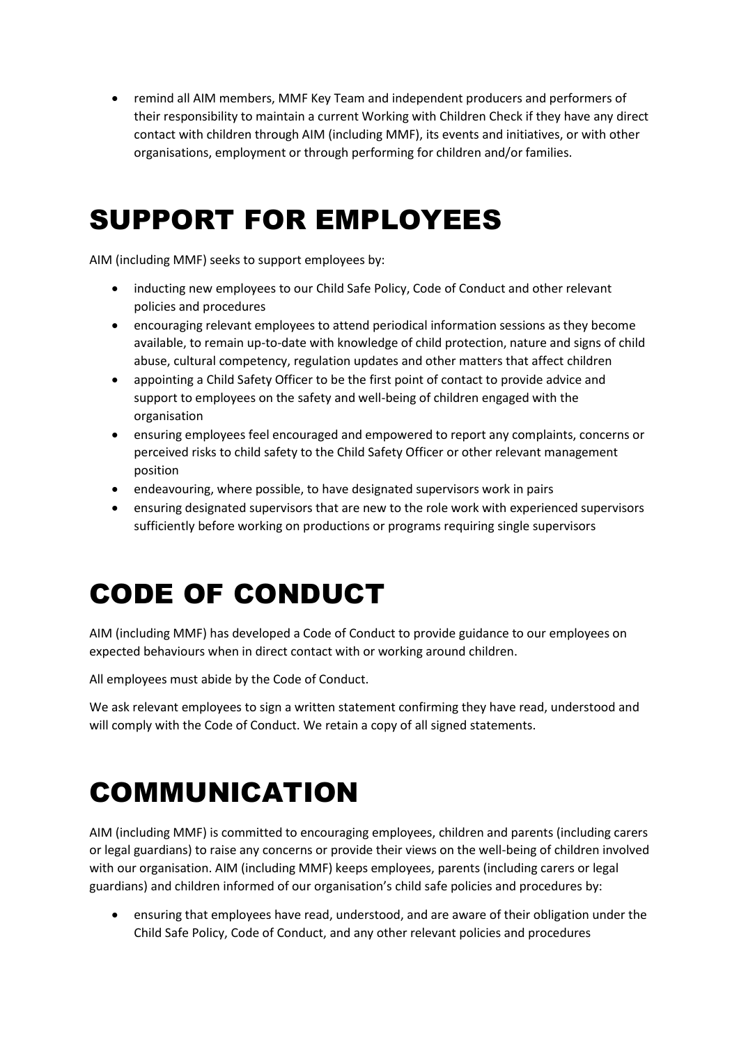- remind all AIM members, MMF Key Team and independent producers and performers of their responsibility to maintain a current Working with Children Check if they have any direct contact with children through AIM (including MMF), its events and initiatives, or with other organisations, employment or through performing for children and/or families.

# SUPPORT FOR EMPLOYEES

AIM (including MMF) seeks to support employees by:

- inducting new employees to our Child Safe Policy, Code of Conduct and other relevant policies and procedures
- encouraging relevant employees to attend periodical information sessions as they become available, to remain up-to-date with knowledge of child protection, nature and signs of child abuse, cultural competency, regulation updates and other matters that affect children
- appointing a Child Safety Officer to be the first point of contact to provide advice and support to employees on the safety and well-being of children engaged with the organisation
- ensuring employees feel encouraged and empowered to report any complaints, concerns or perceived risks to child safety to the Child Safety Officer or other relevant management position
- endeavouring, where possible, to have designated supervisors work in pairs
- ensuring designated supervisors that are new to the role work with experienced supervisors sufficiently before working on productions or programs requiring single supervisors

# CODE OF CONDUCT

AIM (including MMF) has developed a Code of Conduct to provide guidance to our employees on expected behaviours when in direct contact with or working around children.

All employees must abide by the Code of Conduct.

We ask relevant employees to sign a written statement confirming they have read, understood and will comply with the Code of Conduct. We retain a copy of all signed statements.

# COMMUNICATION

AIM (including MMF) is committed to encouraging employees, children and parents (including carers or legal guardians) to raise any concerns or provide their views on the well-being of children involved with our organisation. AIM (including MMF) keeps employees, parents (including carers or legal guardians) and children informed of our organisation's child safe policies and procedures by:

- ensuring that employees have read, understood, and are aware of their obligation under the Child Safe Policy, Code of Conduct, and any other relevant policies and procedures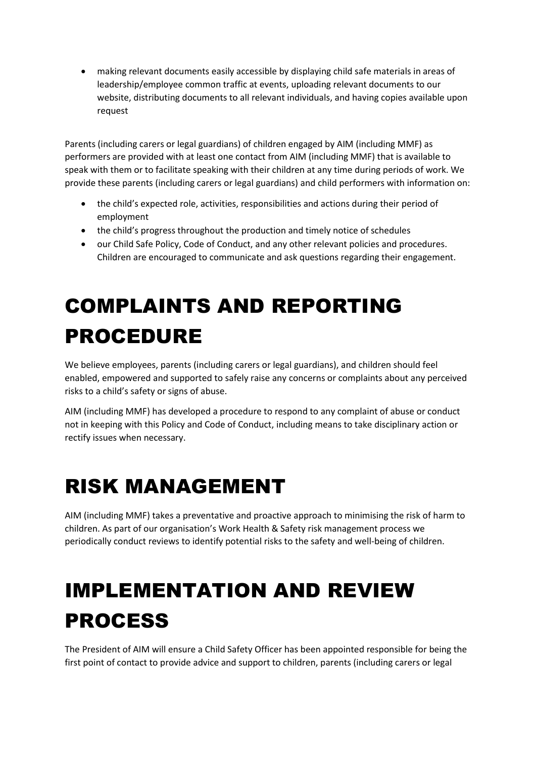- making relevant documents easily accessible by displaying child safe materials in areas of leadership/employee common traffic at events, uploading relevant documents to our website, distributing documents to all relevant individuals, and having copies available upon request

Parents (including carers or legal guardians) of children engaged by AIM (including MMF) as performers are provided with at least one contact from AIM (including MMF) that is available to speak with them or to facilitate speaking with their children at any time during periods of work. We provide these parents (including carers or legal guardians) and child performers with information on:

- the child's expected role, activities, responsibilities and actions during their period of employment
- the child's progress throughout the production and timely notice of schedules
- our Child Safe Policy, Code of Conduct, and any other relevant policies and procedures. Children are encouraged to communicate and ask questions regarding their engagement.

# COMPLAINTS AND REPORTING PROCEDURE

We believe employees, parents (including carers or legal guardians), and children should feel enabled, empowered and supported to safely raise any concerns or complaints about any perceived risks to a child's safety or signs of abuse.

AIM (including MMF) has developed a procedure to respond to any complaint of abuse or conduct not in keeping with this Policy and Code of Conduct, including means to take disciplinary action or rectify issues when necessary.

# RISK MANAGEMENT

AIM (including MMF) takes a preventative and proactive approach to minimising the risk of harm to children. As part of our organisation's Work Health & Safety risk management process we periodically conduct reviews to identify potential risks to the safety and well-being of children.

# IMPLEMENTATION AND REVIEW PROCESS

The President of AIM will ensure a Child Safety Officer has been appointed responsible for being the first point of contact to provide advice and support to children, parents (including carers or legal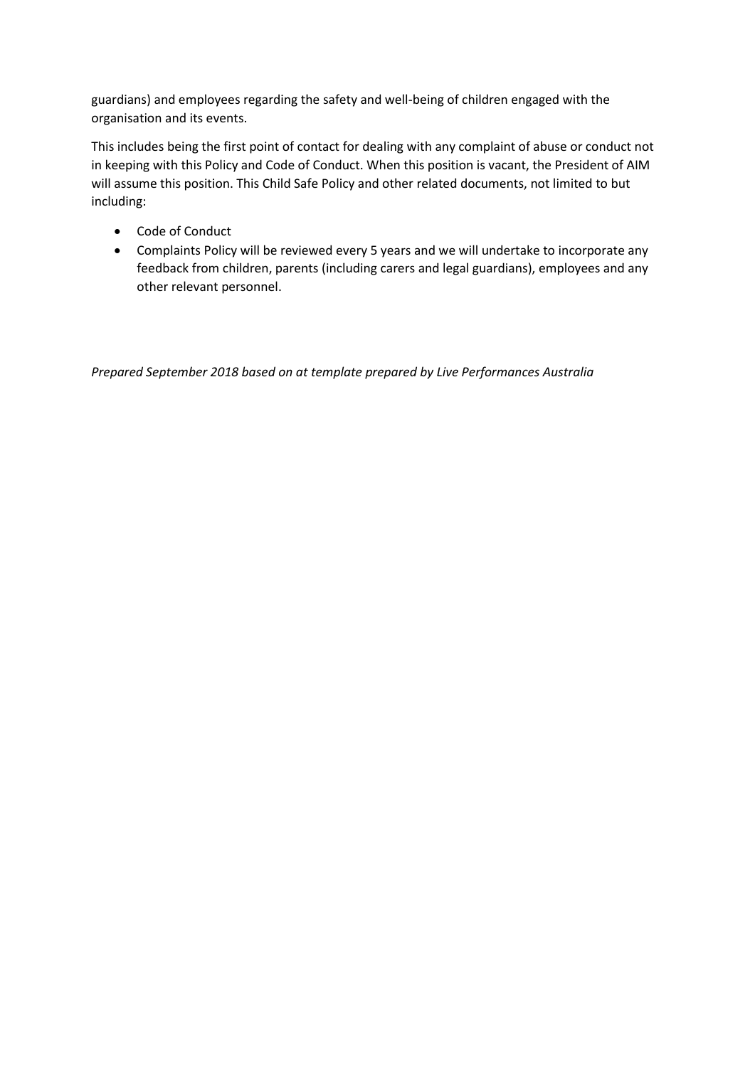guardians) and employees regarding the safety and well-being of children engaged with the organisation and its events.

This includes being the first point of contact for dealing with any complaint of abuse or conduct not in keeping with this Policy and Code of Conduct. When this position is vacant, the President of AIM will assume this position. This Child Safe Policy and other related documents, not limited to but including:

- Code of Conduct
- Complaints Policy will be reviewed every 5 years and we will undertake to incorporate any feedback from children, parents (including carers and legal guardians), employees and any other relevant personnel.

*Prepared September 2018 based on at template prepared by Live Performances Australia*